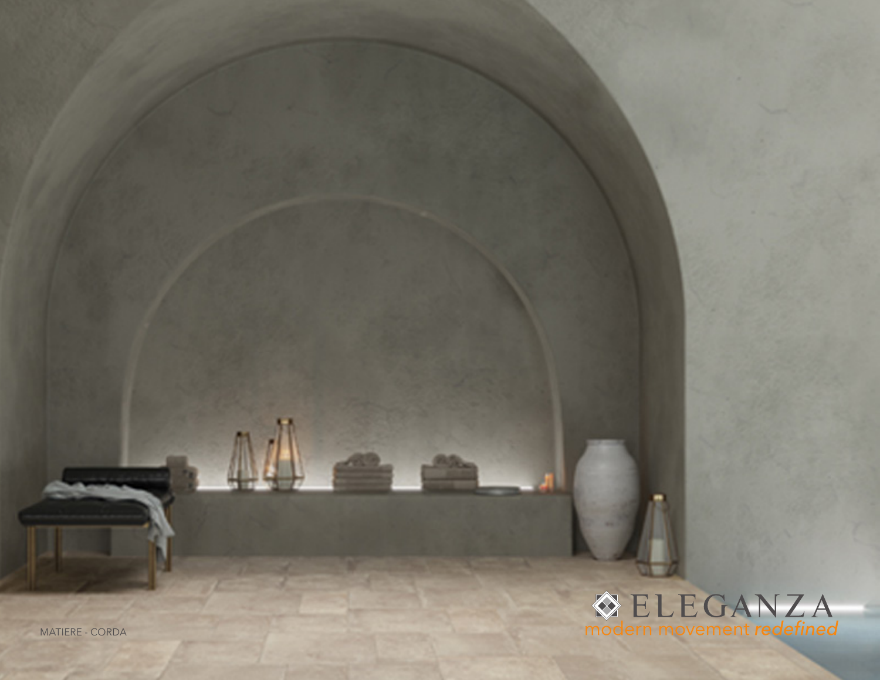MATIERE - CORDA

ELEGANZA

modern movement *redefined*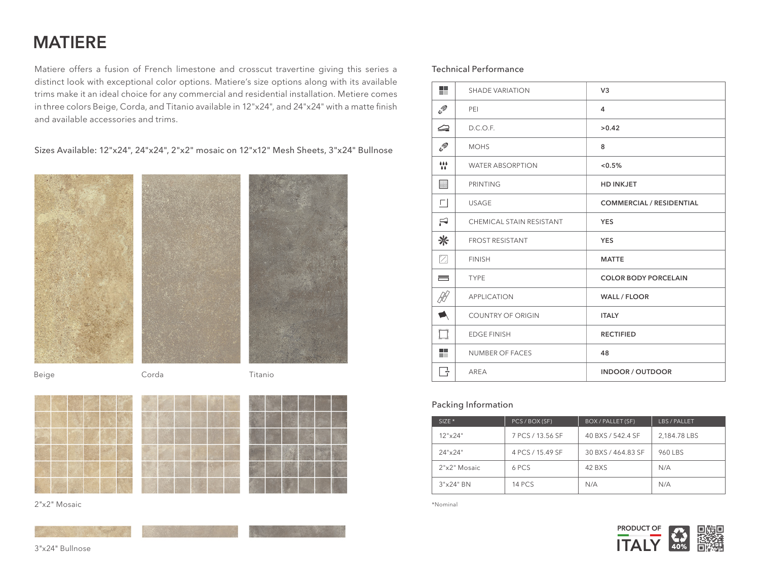# MATIERE

Matiere offers a fusion of French limestone and crosscut travertine giving this series a distinct look with exceptional color options. Matiere's size options along with its available trims make it an ideal choice for any commercial and residential installation. Metiere comes in three colors Beige, Corda, and Titanio available in 12"x24", and 24"x24" with a matte finish and available accessories and trims.

Sizes Available: 12"x24", 24"x24", 2"x2" mosaic on 12"x12" Mesh Sheets, 3"x24" Bullnose

Beige

Corda

Titanio

2"x2" Mosaic

3"x24" Bullnose

## Technical Performance

| | |
|---|---|
| SHADE VARIATION | **V3** |
| PEI | **4** |
| D.C.O.F. | **>0.42** |
| MOHS | **8** |
| WATER ABSORPTION | **<0.5%** |
| PRINTING | **HD INKJET** |
| USAGE | **COMMERCIAL / RESIDENTIAL** |
| CHEMICAL STAIN RESISTANT | **YES** |
| FROST RESISTANT | **YES** |
| FINISH | **MATTE** |
| TYPE | **COLOR BODY PORCELAIN** |
| APPLICATION | **WALL / FLOOR** |
| COUNTRY OF ORIGIN | **ITALY** |
| EDGE FINISH | **RECTIFIED** |
| NUMBER OF FACES | **48** |
| AREA | **INDOOR / OUTDOOR** |

## Packing Information

| SIZE * | PCS / BOX (SF) | BOX / PALLET (SF) | LBS / PALLET |
|---|---|---|---|
| 12"x24" | 7 PCS / 13.56 SF | 40 BXS / 542.4 SF | 2,184.78 LBS |
| 24"x24" | 4 PCS / 15.49 SF | 30 BXS / 464.83 SF | 960 LBS |
| 2"x2" Mosaic | 6 PCS | 42 BXS | N/A |
| 3"x24" BN | 14 PCS | N/A | N/A |

*Nominal

PRODUCT OF ITALY

40%